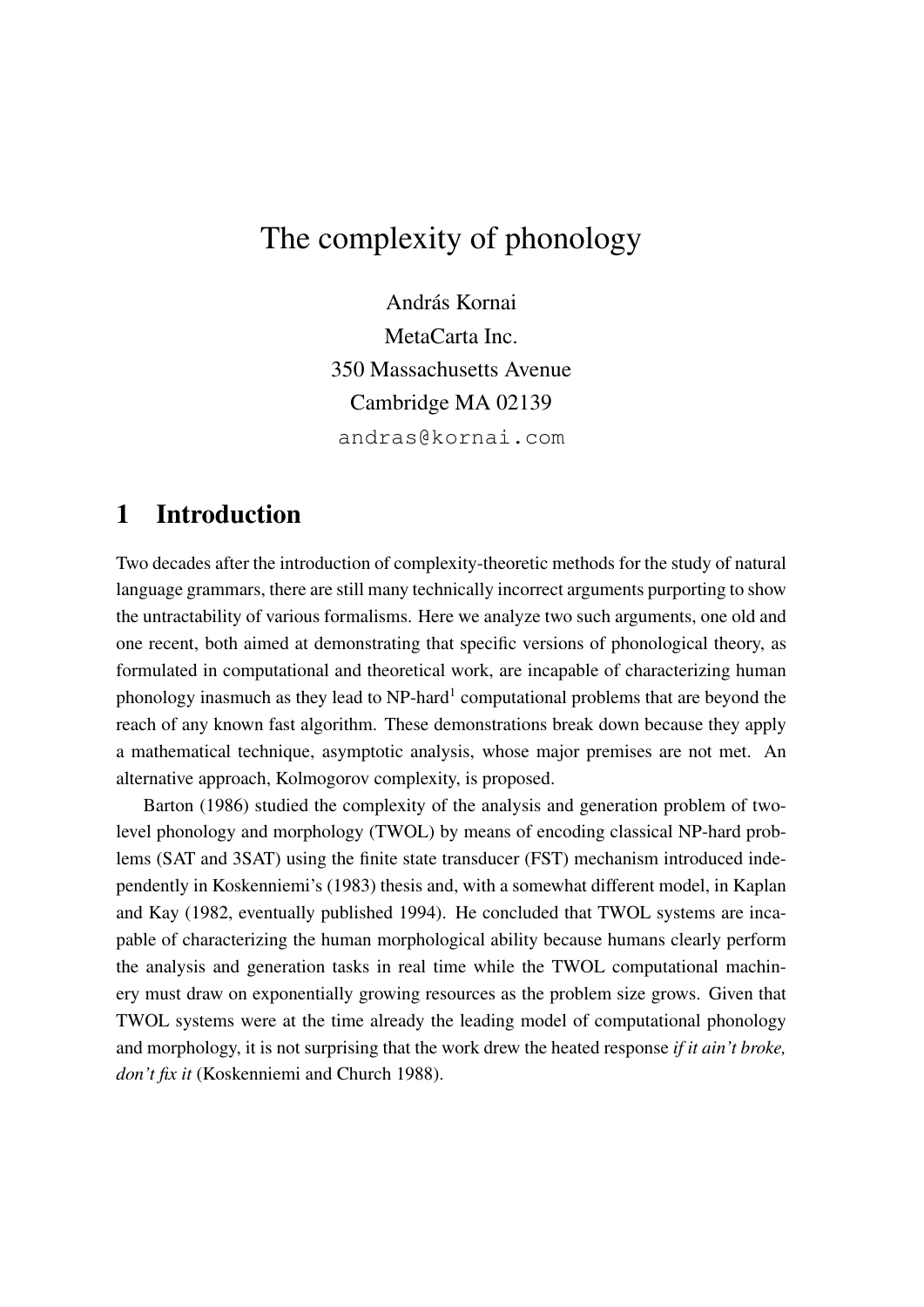# The complexity of phonology

András Kornai
MetaCarta Inc.
350 Massachusetts Avenue
Cambridge MA 02139
andras@kornai.com

## 1 Introduction

Two decades after the introduction of complexity-theoretic methods for the study of natural language grammars, there are still many technically incorrect arguments purporting to show the untractability of various formalisms. Here we analyze two such arguments, one old and one recent, both aimed at demonstrating that specific versions of phonological theory, as formulated in computational and theoretical work, are incapable of characterizing human phonology inasmuch as they lead to NP-hard[1] computational problems that are beyond the reach of any known fast algorithm. These demonstrations break down because they apply a mathematical technique, asymptotic analysis, whose major premises are not met. An alternative approach, Kolmogorov complexity, is proposed.

Barton (1986) studied the complexity of the analysis and generation problem of two-level phonology and morphology (TWOL) by means of encoding classical NP-hard problems (SAT and 3SAT) using the finite state transducer (FST) mechanism introduced independently in Koskenniemi's (1983) thesis and, with a somewhat different model, in Kaplan and Kay (1982, eventually published 1994). He concluded that TWOL systems are incapable of characterizing the human morphological ability because humans clearly perform the analysis and generation tasks in real time while the TWOL computational machinery must draw on exponentially growing resources as the problem size grows. Given that TWOL systems were at the time already the leading model of computational phonology and morphology, it is not surprising that the work drew the heated response *if it ain't broke, don't fix it* (Koskenniemi and Church 1988).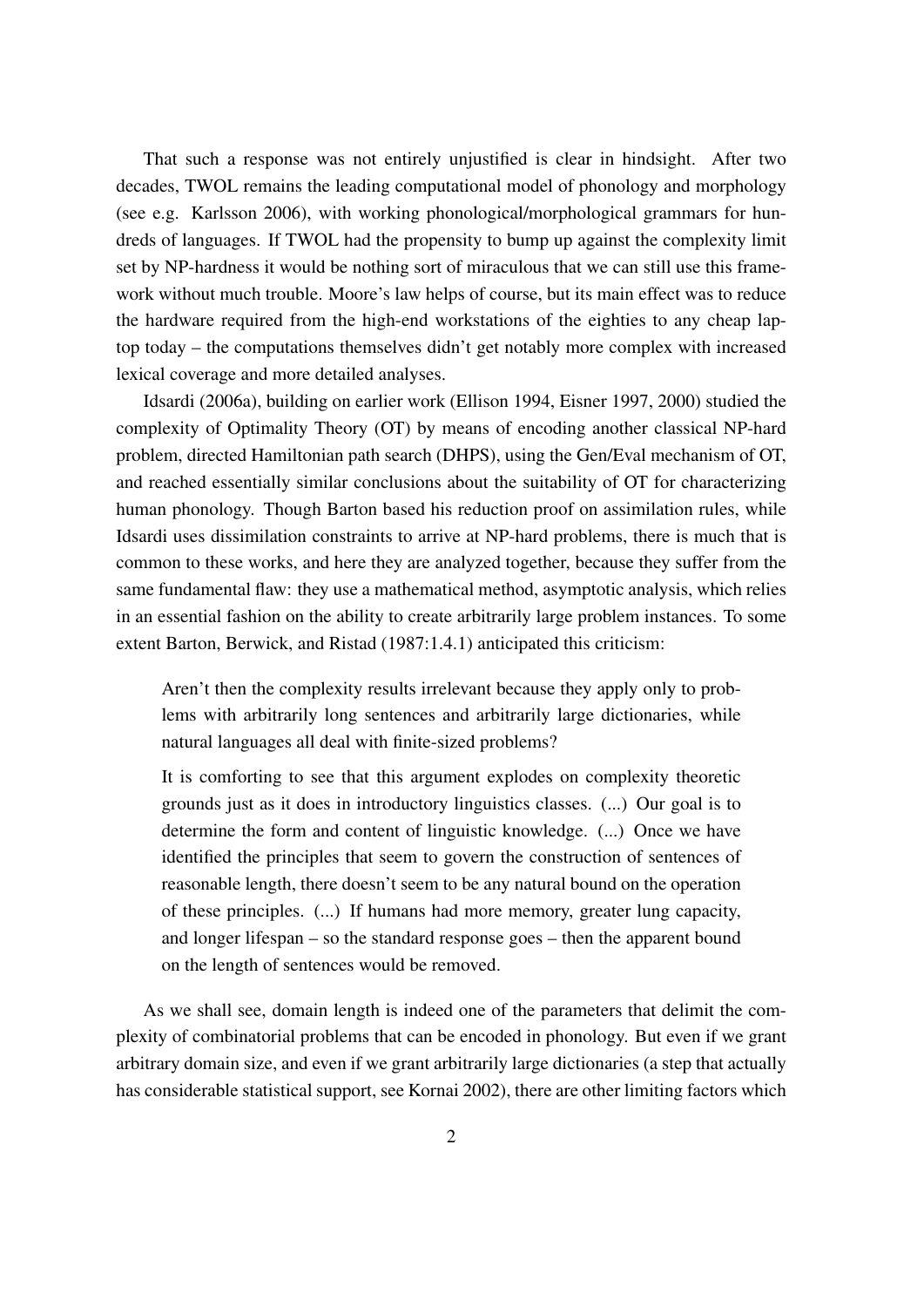That such a response was not entirely unjustified is clear in hindsight. After two decades, TWOL remains the leading computational model of phonology and morphology (see e.g. Karlsson 2006), with working phonological/morphological grammars for hundreds of languages. If TWOL had the propensity to bump up against the complexity limit set by NP-hardness it would be nothing sort of miraculous that we can still use this framework without much trouble. Moore's law helps of course, but its main effect was to reduce the hardware required from the high-end workstations of the eighties to any cheap laptop today – the computations themselves didn't get notably more complex with increased lexical coverage and more detailed analyses.

Idsardi (2006a), building on earlier work (Ellison 1994, Eisner 1997, 2000) studied the complexity of Optimality Theory (OT) by means of encoding another classical NP-hard problem, directed Hamiltonian path search (DHPS), using the Gen/Eval mechanism of OT, and reached essentially similar conclusions about the suitability of OT for characterizing human phonology. Though Barton based his reduction proof on assimilation rules, while Idsardi uses dissimilation constraints to arrive at NP-hard problems, there is much that is common to these works, and here they are analyzed together, because they suffer from the same fundamental flaw: they use a mathematical method, asymptotic analysis, which relies in an essential fashion on the ability to create arbitrarily large problem instances. To some extent Barton, Berwick, and Ristad (1987:1.4.1) anticipated this criticism:

> Aren't then the complexity results irrelevant because they apply only to problems with arbitrarily long sentences and arbitrarily large dictionaries, while natural languages all deal with finite-sized problems?
>
> It is comforting to see that this argument explodes on complexity theoretic grounds just as it does in introductory linguistics classes. (...) Our goal is to determine the form and content of linguistic knowledge. (...) Once we have identified the principles that seem to govern the construction of sentences of reasonable length, there doesn't seem to be any natural bound on the operation of these principles. (...) If humans had more memory, greater lung capacity, and longer lifespan – so the standard response goes – then the apparent bound on the length of sentences would be removed.

As we shall see, domain length is indeed one of the parameters that delimit the complexity of combinatorial problems that can be encoded in phonology. But even if we grant arbitrary domain size, and even if we grant arbitrarily large dictionaries (a step that actually has considerable statistical support, see Kornai 2002), there are other limiting factors which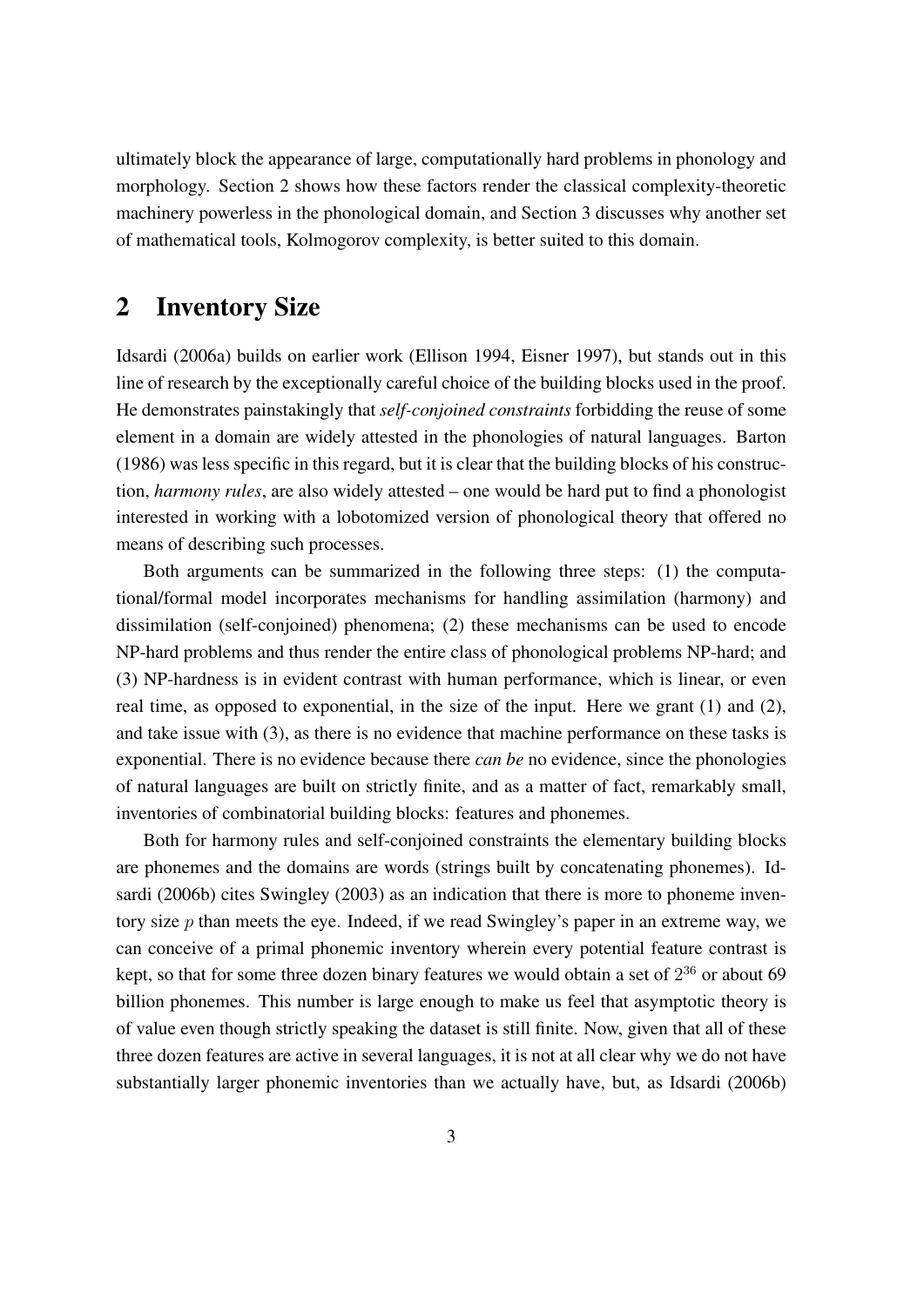ultimately block the appearance of large, computationally hard problems in phonology and morphology. Section 2 shows how these factors render the classical complexity-theoretic machinery powerless in the phonological domain, and Section 3 discusses why another set of mathematical tools, Kolmogorov complexity, is better suited to this domain.

## 2 Inventory Size

Idsardi (2006a) builds on earlier work (Ellison 1994, Eisner 1997), but stands out in this line of research by the exceptionally careful choice of the building blocks used in the proof. He demonstrates painstakingly that *self-conjoined constraints* forbidding the reuse of some element in a domain are widely attested in the phonologies of natural languages. Barton (1986) was less specific in this regard, but it is clear that the building blocks of his construction, *harmony rules*, are also widely attested – one would be hard put to find a phonologist interested in working with a lobotomized version of phonological theory that offered no means of describing such processes.

Both arguments can be summarized in the following three steps: (1) the computational/formal model incorporates mechanisms for handling assimilation (harmony) and dissimilation (self-conjoined) phenomena; (2) these mechanisms can be used to encode NP-hard problems and thus render the entire class of phonological problems NP-hard; and (3) NP-hardness is in evident contrast with human performance, which is linear, or even real time, as opposed to exponential, in the size of the input. Here we grant (1) and (2), and take issue with (3), as there is no evidence that machine performance on these tasks is exponential. There is no evidence because there *can be* no evidence, since the phonologies of natural languages are built on strictly finite, and as a matter of fact, remarkably small, inventories of combinatorial building blocks: features and phonemes.

Both for harmony rules and self-conjoined constraints the elementary building blocks are phonemes and the domains are words (strings built by concatenating phonemes). Idsardi (2006b) cites Swingley (2003) as an indication that there is more to phoneme inventory size $p$ than meets the eye. Indeed, if we read Swingley's paper in an extreme way, we can conceive of a primal phonemic inventory wherein every potential feature contrast is kept, so that for some three dozen binary features we would obtain a set of $2^{36}$ or about 69 billion phonemes. This number is large enough to make us feel that asymptotic theory is of value even though strictly speaking the dataset is still finite. Now, given that all of these three dozen features are active in several languages, it is not at all clear why we do not have substantially larger phonemic inventories than we actually have, but, as Idsardi (2006b)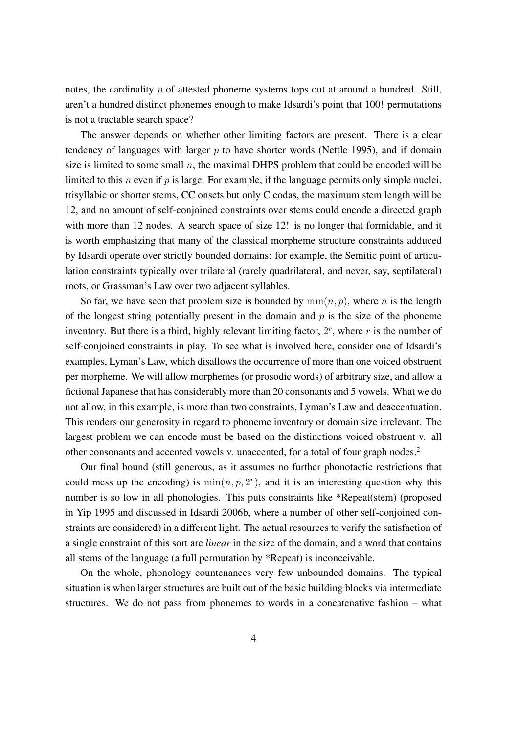notes, the cardinality $p$ of attested phoneme systems tops out at around a hundred. Still, aren't a hundred distinct phonemes enough to make Idsardi's point that 100! permutations is not a tractable search space?

The answer depends on whether other limiting factors are present. There is a clear tendency of languages with larger $p$ to have shorter words (Nettle 1995), and if domain size is limited to some small $n$, the maximal DHPS problem that could be encoded will be limited to this $n$ even if $p$ is large. For example, if the language permits only simple nuclei, trisyllabic or shorter stems, CC onsets but only C codas, the maximum stem length will be 12, and no amount of self-conjoined constraints over stems could encode a directed graph with more than 12 nodes. A search space of size 12! is no longer that formidable, and it is worth emphasizing that many of the classical morpheme structure constraints adduced by Idsardi operate over strictly bounded domains: for example, the Semitic point of articulation constraints typically over trilateral (rarely quadrilateral, and never, say, septilateral) roots, or Grassman's Law over two adjacent syllables.

So far, we have seen that problem size is bounded by $\min(n, p)$, where $n$ is the length of the longest string potentially present in the domain and $p$ is the size of the phoneme inventory. But there is a third, highly relevant limiting factor, $2^r$, where $r$ is the number of self-conjoined constraints in play. To see what is involved here, consider one of Idsardi's examples, Lyman's Law, which disallows the occurrence of more than one voiced obstruent per morpheme. We will allow morphemes (or prosodic words) of arbitrary size, and allow a fictional Japanese that has considerably more than 20 consonants and 5 vowels. What we do not allow, in this example, is more than two constraints, Lyman's Law and deaccentuation. This renders our generosity in regard to phoneme inventory or domain size irrelevant. The largest problem we can encode must be based on the distinctions voiced obstruent v. all other consonants and accented vowels v. unaccented, for a total of four graph nodes.[2]

Our final bound (still generous, as it assumes no further phonotactic restrictions that could mess up the encoding) is $\min(n, p, 2^r)$, and it is an interesting question why this number is so low in all phonologies. This puts constraints like *Repeat(stem) (proposed in Yip 1995 and discussed in Idsardi 2006b, where a number of other self-conjoined constraints are considered) in a different light. The actual resources to verify the satisfaction of a single constraint of this sort are *linear* in the size of the domain, and a word that contains all stems of the language (a full permutation by *Repeat) is inconceivable.

On the whole, phonology countenances very few unbounded domains. The typical situation is when larger structures are built out of the basic building blocks via intermediate structures. We do not pass from phonemes to words in a concatenative fashion – what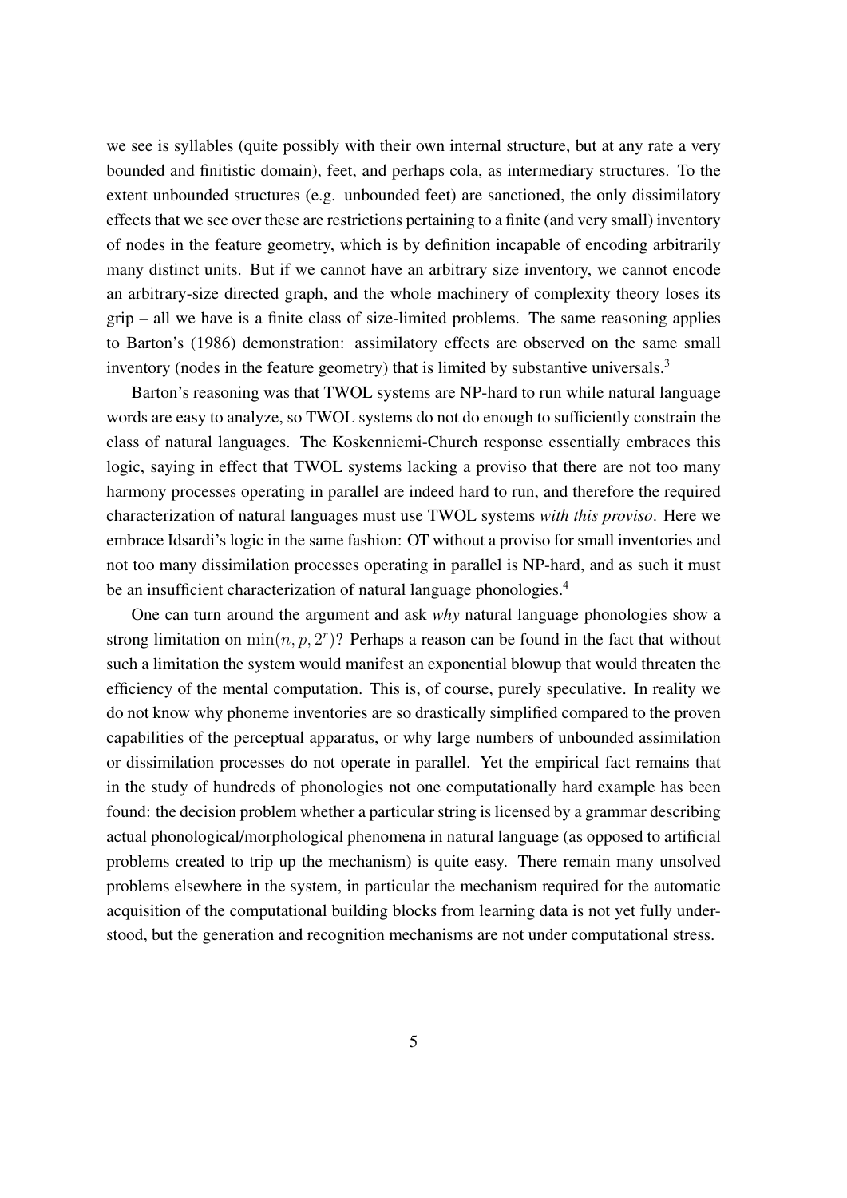we see is syllables (quite possibly with their own internal structure, but at any rate a very bounded and finitistic domain), feet, and perhaps cola, as intermediary structures. To the extent unbounded structures (e.g. unbounded feet) are sanctioned, the only dissimilatory effects that we see over these are restrictions pertaining to a finite (and very small) inventory of nodes in the feature geometry, which is by definition incapable of encoding arbitrarily many distinct units. But if we cannot have an arbitrary size inventory, we cannot encode an arbitrary-size directed graph, and the whole machinery of complexity theory loses its grip – all we have is a finite class of size-limited problems. The same reasoning applies to Barton's (1986) demonstration: assimilatory effects are observed on the same small inventory (nodes in the feature geometry) that is limited by substantive universals.[3]

Barton's reasoning was that TWOL systems are NP-hard to run while natural language words are easy to analyze, so TWOL systems do not do enough to sufficiently constrain the class of natural languages. The Koskenniemi-Church response essentially embraces this logic, saying in effect that TWOL systems lacking a proviso that there are not too many harmony processes operating in parallel are indeed hard to run, and therefore the required characterization of natural languages must use TWOL systems *with this proviso*. Here we embrace Idsardi's logic in the same fashion: OT without a proviso for small inventories and not too many dissimilation processes operating in parallel is NP-hard, and as such it must be an insufficient characterization of natural language phonologies.[4]

One can turn around the argument and ask *why* natural language phonologies show a strong limitation on $\min(n, p, 2^r)$? Perhaps a reason can be found in the fact that without such a limitation the system would manifest an exponential blowup that would threaten the efficiency of the mental computation. This is, of course, purely speculative. In reality we do not know why phoneme inventories are so drastically simplified compared to the proven capabilities of the perceptual apparatus, or why large numbers of unbounded assimilation or dissimilation processes do not operate in parallel. Yet the empirical fact remains that in the study of hundreds of phonologies not one computationally hard example has been found: the decision problem whether a particular string is licensed by a grammar describing actual phonological/morphological phenomena in natural language (as opposed to artificial problems created to trip up the mechanism) is quite easy. There remain many unsolved problems elsewhere in the system, in particular the mechanism required for the automatic acquisition of the computational building blocks from learning data is not yet fully understood, but the generation and recognition mechanisms are not under computational stress.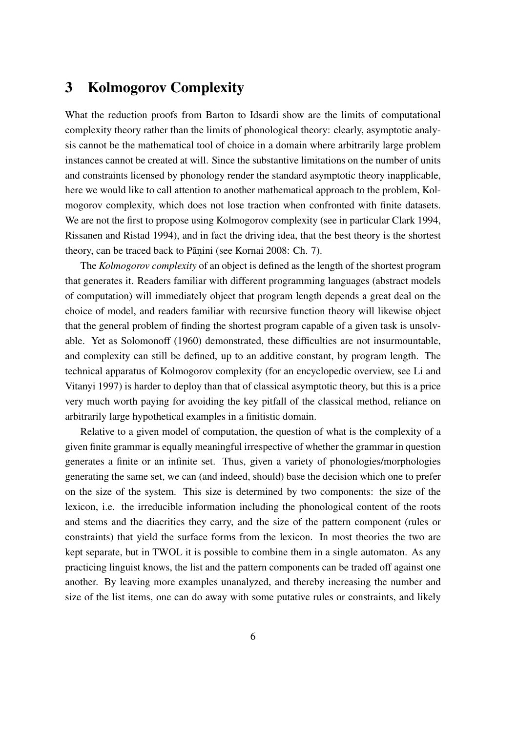## 3 Kolmogorov Complexity

What the reduction proofs from Barton to Idsardi show are the limits of computational complexity theory rather than the limits of phonological theory: clearly, asymptotic analysis cannot be the mathematical tool of choice in a domain where arbitrarily large problem instances cannot be created at will. Since the substantive limitations on the number of units and constraints licensed by phonology render the standard asymptotic theory inapplicable, here we would like to call attention to another mathematical approach to the problem, Kolmogorov complexity, which does not lose traction when confronted with finite datasets. We are not the first to propose using Kolmogorov complexity (see in particular Clark 1994, Rissanen and Ristad 1994), and in fact the driving idea, that the best theory is the shortest theory, can be traced back to Pāṇini (see Kornai 2008: Ch. 7).

The *Kolmogorov complexity* of an object is defined as the length of the shortest program that generates it. Readers familiar with different programming languages (abstract models of computation) will immediately object that program length depends a great deal on the choice of model, and readers familiar with recursive function theory will likewise object that the general problem of finding the shortest program capable of a given task is unsolvable. Yet as Solomonoff (1960) demonstrated, these difficulties are not insurmountable, and complexity can still be defined, up to an additive constant, by program length. The technical apparatus of Kolmogorov complexity (for an encyclopedic overview, see Li and Vitanyi 1997) is harder to deploy than that of classical asymptotic theory, but this is a price very much worth paying for avoiding the key pitfall of the classical method, reliance on arbitrarily large hypothetical examples in a finitistic domain.

Relative to a given model of computation, the question of what is the complexity of a given finite grammar is equally meaningful irrespective of whether the grammar in question generates a finite or an infinite set. Thus, given a variety of phonologies/morphologies generating the same set, we can (and indeed, should) base the decision which one to prefer on the size of the system. This size is determined by two components: the size of the lexicon, i.e. the irreducible information including the phonological content of the roots and stems and the diacritics they carry, and the size of the pattern component (rules or constraints) that yield the surface forms from the lexicon. In most theories the two are kept separate, but in TWOL it is possible to combine them in a single automaton. As any practicing linguist knows, the list and the pattern components can be traded off against one another. By leaving more examples unanalyzed, and thereby increasing the number and size of the list items, one can do away with some putative rules or constraints, and likely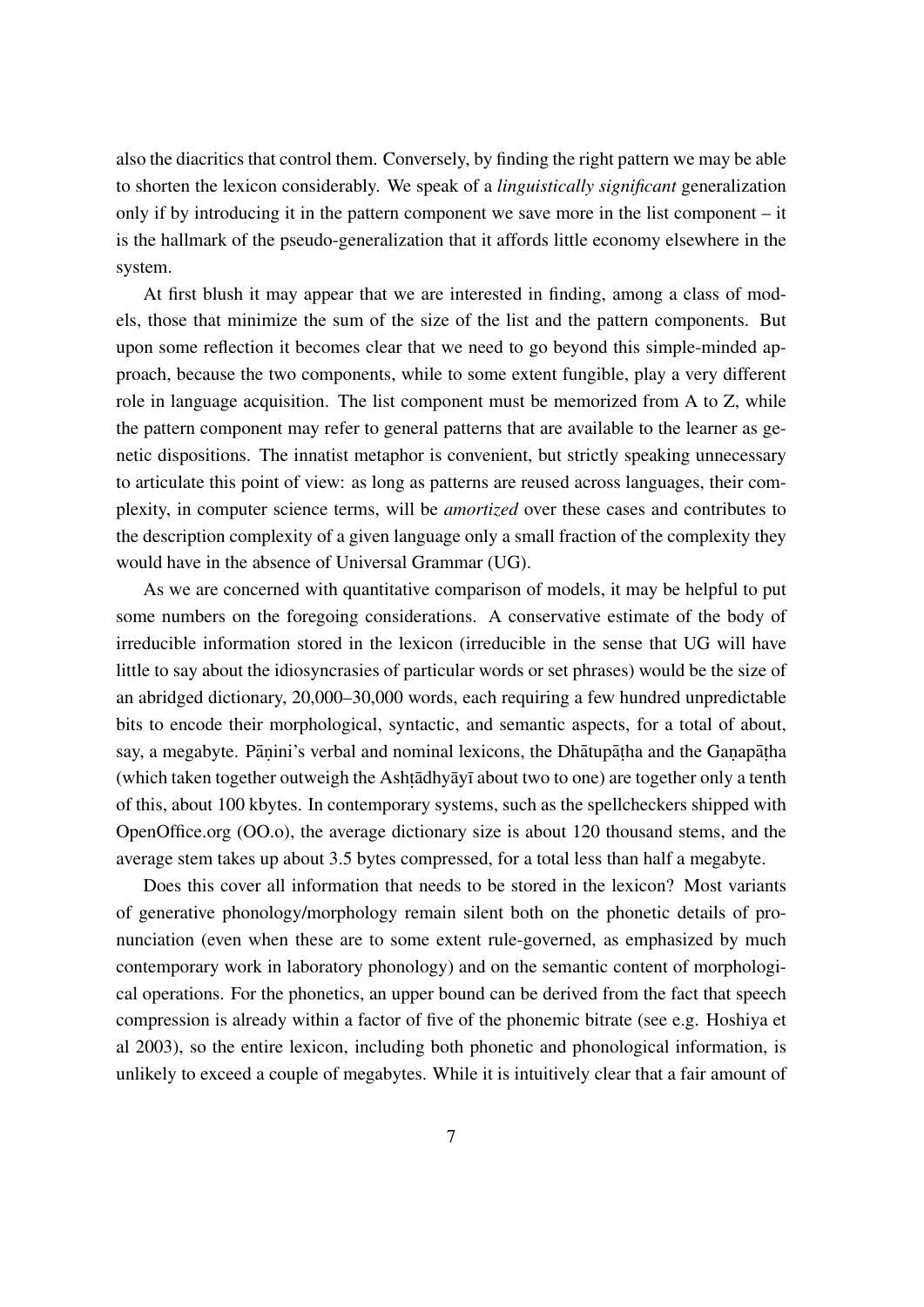also the diacritics that control them. Conversely, by finding the right pattern we may be able to shorten the lexicon considerably. We speak of a *linguistically significant* generalization only if by introducing it in the pattern component we save more in the list component – it is the hallmark of the pseudo-generalization that it affords little economy elsewhere in the system.

At first blush it may appear that we are interested in finding, among a class of models, those that minimize the sum of the size of the list and the pattern components. But upon some reflection it becomes clear that we need to go beyond this simple-minded approach, because the two components, while to some extent fungible, play a very different role in language acquisition. The list component must be memorized from A to Z, while the pattern component may refer to general patterns that are available to the learner as genetic dispositions. The innatist metaphor is convenient, but strictly speaking unnecessary to articulate this point of view: as long as patterns are reused across languages, their complexity, in computer science terms, will be *amortized* over these cases and contributes to the description complexity of a given language only a small fraction of the complexity they would have in the absence of Universal Grammar (UG).

As we are concerned with quantitative comparison of models, it may be helpful to put some numbers on the foregoing considerations. A conservative estimate of the body of irreducible information stored in the lexicon (irreducible in the sense that UG will have little to say about the idiosyncrasies of particular words or set phrases) would be the size of an abridged dictionary, 20,000–30,000 words, each requiring a few hundred unpredictable bits to encode their morphological, syntactic, and semantic aspects, for a total of about, say, a megabyte. Pāṇini's verbal and nominal lexicons, the Dhātupāṭha and the Gaṇapāṭha (which taken together outweigh the Ashṭādhyāyī about two to one) are together only a tenth of this, about 100 kbytes. In contemporary systems, such as the spellcheckers shipped with OpenOffice.org (OO.o), the average dictionary size is about 120 thousand stems, and the average stem takes up about 3.5 bytes compressed, for a total less than half a megabyte.

Does this cover all information that needs to be stored in the lexicon? Most variants of generative phonology/morphology remain silent both on the phonetic details of pronunciation (even when these are to some extent rule-governed, as emphasized by much contemporary work in laboratory phonology) and on the semantic content of morphological operations. For the phonetics, an upper bound can be derived from the fact that speech compression is already within a factor of five of the phonemic bitrate (see e.g. Hoshiya et al 2003), so the entire lexicon, including both phonetic and phonological information, is unlikely to exceed a couple of megabytes. While it is intuitively clear that a fair amount of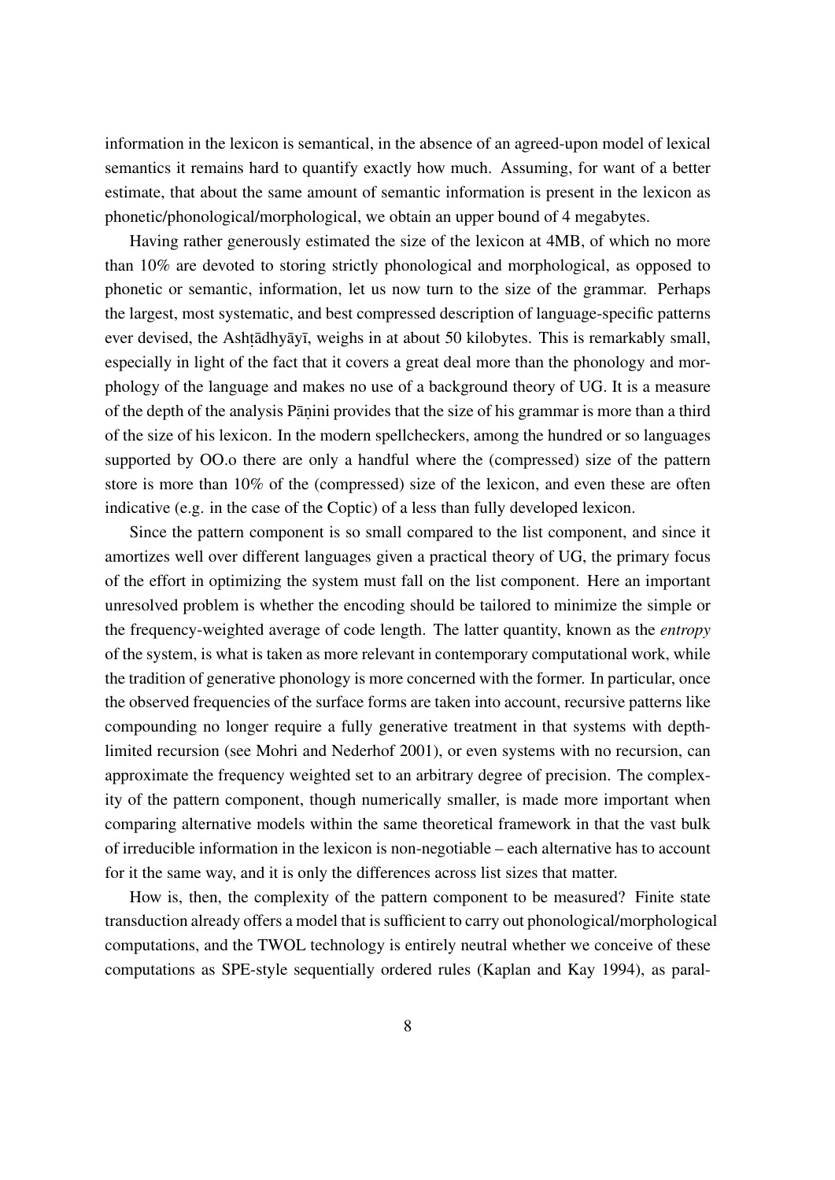information in the lexicon is semantical, in the absence of an agreed-upon model of lexical semantics it remains hard to quantify exactly how much. Assuming, for want of a better estimate, that about the same amount of semantic information is present in the lexicon as phonetic/phonological/morphological, we obtain an upper bound of 4 megabytes.

Having rather generously estimated the size of the lexicon at 4MB, of which no more than 10% are devoted to storing strictly phonological and morphological, as opposed to phonetic or semantic, information, let us now turn to the size of the grammar. Perhaps the largest, most systematic, and best compressed description of language-specific patterns ever devised, the Ashṭādhyāyī, weighs in at about 50 kilobytes. This is remarkably small, especially in light of the fact that it covers a great deal more than the phonology and morphology of the language and makes no use of a background theory of UG. It is a measure of the depth of the analysis Pāṇini provides that the size of his grammar is more than a third of the size of his lexicon. In the modern spellcheckers, among the hundred or so languages supported by OO.o there are only a handful where the (compressed) size of the pattern store is more than 10% of the (compressed) size of the lexicon, and even these are often indicative (e.g. in the case of the Coptic) of a less than fully developed lexicon.

Since the pattern component is so small compared to the list component, and since it amortizes well over different languages given a practical theory of UG, the primary focus of the effort in optimizing the system must fall on the list component. Here an important unresolved problem is whether the encoding should be tailored to minimize the simple or the frequency-weighted average of code length. The latter quantity, known as the *entropy* of the system, is what is taken as more relevant in contemporary computational work, while the tradition of generative phonology is more concerned with the former. In particular, once the observed frequencies of the surface forms are taken into account, recursive patterns like compounding no longer require a fully generative treatment in that systems with depth-limited recursion (see Mohri and Nederhof 2001), or even systems with no recursion, can approximate the frequency weighted set to an arbitrary degree of precision. The complexity of the pattern component, though numerically smaller, is made more important when comparing alternative models within the same theoretical framework in that the vast bulk of irreducible information in the lexicon is non-negotiable – each alternative has to account for it the same way, and it is only the differences across list sizes that matter.

How is, then, the complexity of the pattern component to be measured? Finite state transduction already offers a model that is sufficient to carry out phonological/morphological computations, and the TWOL technology is entirely neutral whether we conceive of these computations as SPE-style sequentially ordered rules (Kaplan and Kay 1994), as paral-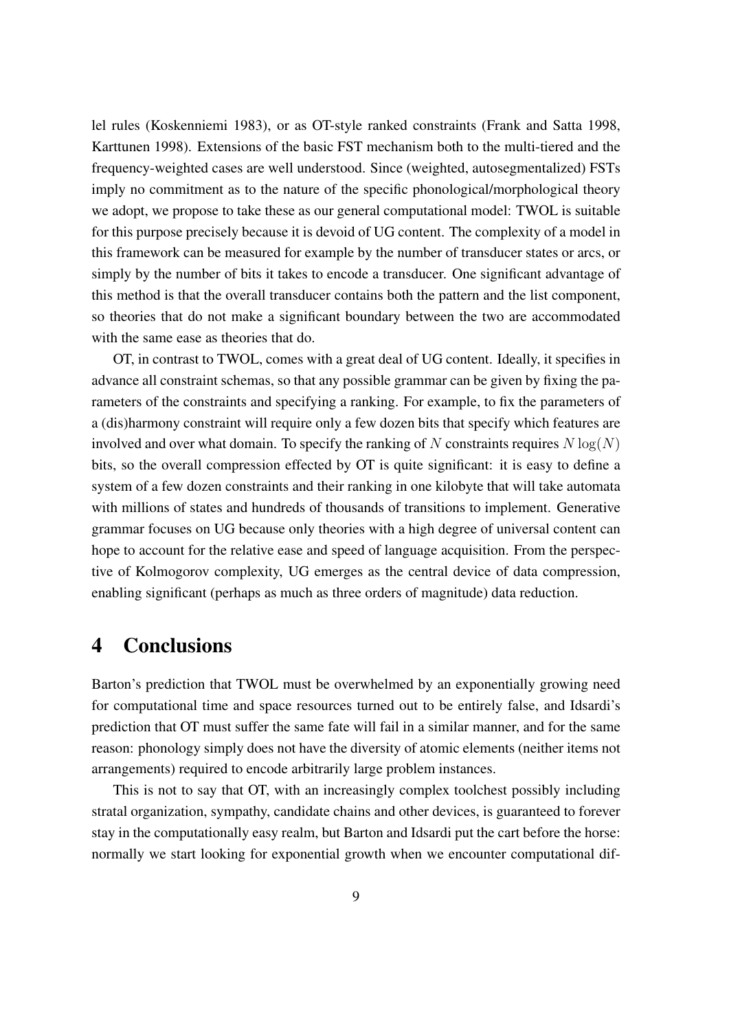lel rules (Koskenniemi 1983), or as OT-style ranked constraints (Frank and Satta 1998, Karttunen 1998). Extensions of the basic FST mechanism both to the multi-tiered and the frequency-weighted cases are well understood. Since (weighted, autosegmentalized) FSTs imply no commitment as to the nature of the specific phonological/morphological theory we adopt, we propose to take these as our general computational model: TWOL is suitable for this purpose precisely because it is devoid of UG content. The complexity of a model in this framework can be measured for example by the number of transducer states or arcs, or simply by the number of bits it takes to encode a transducer. One significant advantage of this method is that the overall transducer contains both the pattern and the list component, so theories that do not make a significant boundary between the two are accommodated with the same ease as theories that do.

OT, in contrast to TWOL, comes with a great deal of UG content. Ideally, it specifies in advance all constraint schemas, so that any possible grammar can be given by fixing the parameters of the constraints and specifying a ranking. For example, to fix the parameters of a (dis)harmony constraint will require only a few dozen bits that specify which features are involved and over what domain. To specify the ranking of $N$ constraints requires $N \log(N)$ bits, so the overall compression effected by OT is quite significant: it is easy to define a system of a few dozen constraints and their ranking in one kilobyte that will take automata with millions of states and hundreds of thousands of transitions to implement. Generative grammar focuses on UG because only theories with a high degree of universal content can hope to account for the relative ease and speed of language acquisition. From the perspective of Kolmogorov complexity, UG emerges as the central device of data compression, enabling significant (perhaps as much as three orders of magnitude) data reduction.

# 4 Conclusions

Barton's prediction that TWOL must be overwhelmed by an exponentially growing need for computational time and space resources turned out to be entirely false, and Idsardi's prediction that OT must suffer the same fate will fail in a similar manner, and for the same reason: phonology simply does not have the diversity of atomic elements (neither items not arrangements) required to encode arbitrarily large problem instances.

This is not to say that OT, with an increasingly complex toolchest possibly including stratal organization, sympathy, candidate chains and other devices, is guaranteed to forever stay in the computationally easy realm, but Barton and Idsardi put the cart before the horse: normally we start looking for exponential growth when we encounter computational dif-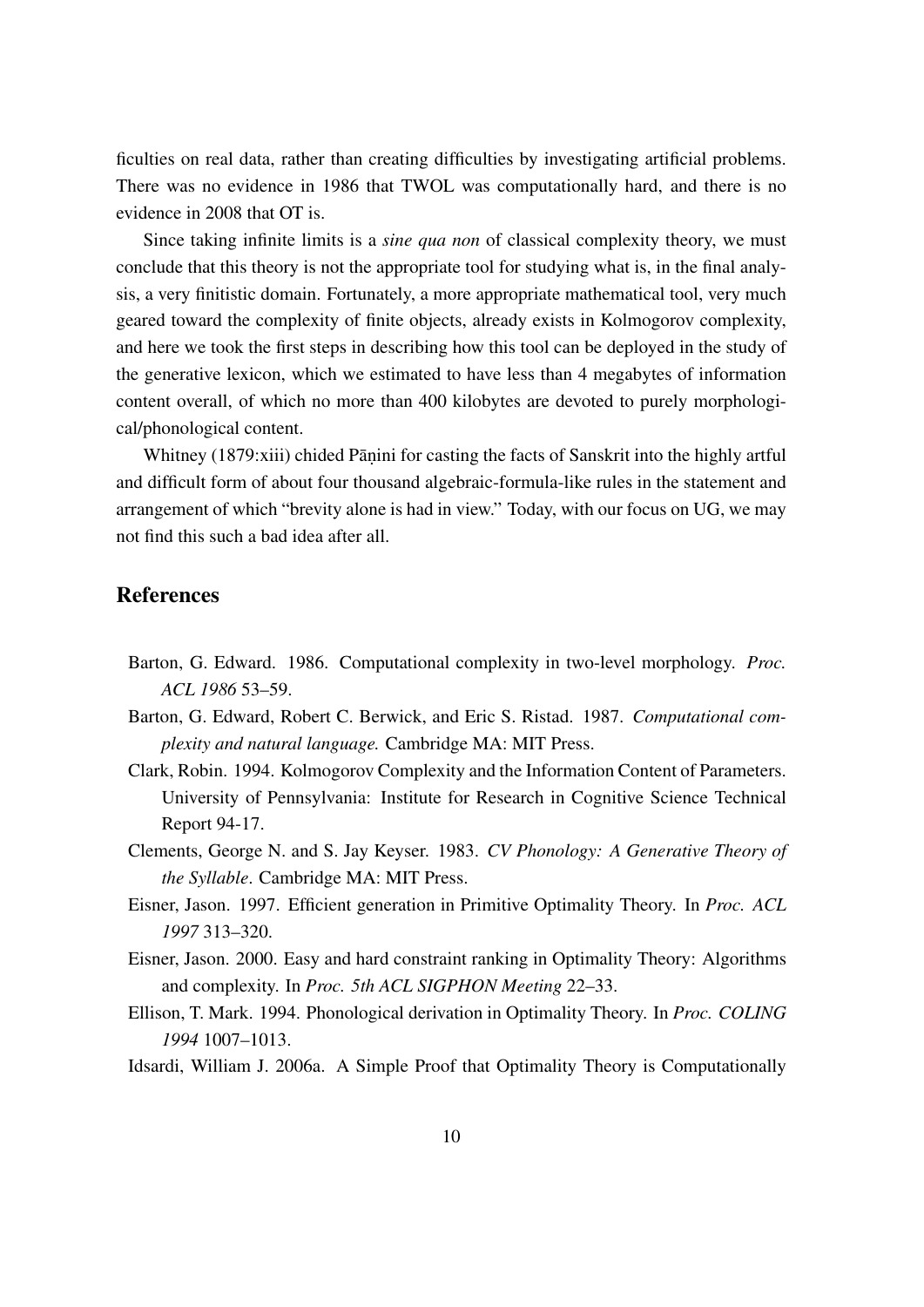ficulties on real data, rather than creating difficulties by investigating artificial problems. There was no evidence in 1986 that TWOL was computationally hard, and there is no evidence in 2008 that OT is.

Since taking infinite limits is a *sine qua non* of classical complexity theory, we must conclude that this theory is not the appropriate tool for studying what is, in the final analysis, a very finitistic domain. Fortunately, a more appropriate mathematical tool, very much geared toward the complexity of finite objects, already exists in Kolmogorov complexity, and here we took the first steps in describing how this tool can be deployed in the study of the generative lexicon, which we estimated to have less than 4 megabytes of information content overall, of which no more than 400 kilobytes are devoted to purely morphological/phonological content.

Whitney (1879:xiii) chided Pāṇini for casting the facts of Sanskrit into the highly artful and difficult form of about four thousand algebraic-formula-like rules in the statement and arrangement of which "brevity alone is had in view." Today, with our focus on UG, we may not find this such a bad idea after all.

## References

Barton, G. Edward. 1986. Computational complexity in two-level morphology. *Proc. ACL 1986* 53–59.

Barton, G. Edward, Robert C. Berwick, and Eric S. Ristad. 1987. *Computational complexity and natural language.* Cambridge MA: MIT Press.

Clark, Robin. 1994. Kolmogorov Complexity and the Information Content of Parameters. University of Pennsylvania: Institute for Research in Cognitive Science Technical Report 94-17.

Clements, George N. and S. Jay Keyser. 1983. *CV Phonology: A Generative Theory of the Syllable*. Cambridge MA: MIT Press.

Eisner, Jason. 1997. Efficient generation in Primitive Optimality Theory. In *Proc. ACL 1997* 313–320.

Eisner, Jason. 2000. Easy and hard constraint ranking in Optimality Theory: Algorithms and complexity. In *Proc. 5th ACL SIGPHON Meeting* 22–33.

Ellison, T. Mark. 1994. Phonological derivation in Optimality Theory. In *Proc. COLING 1994* 1007–1013.

Idsardi, William J. 2006a. A Simple Proof that Optimality Theory is Computationally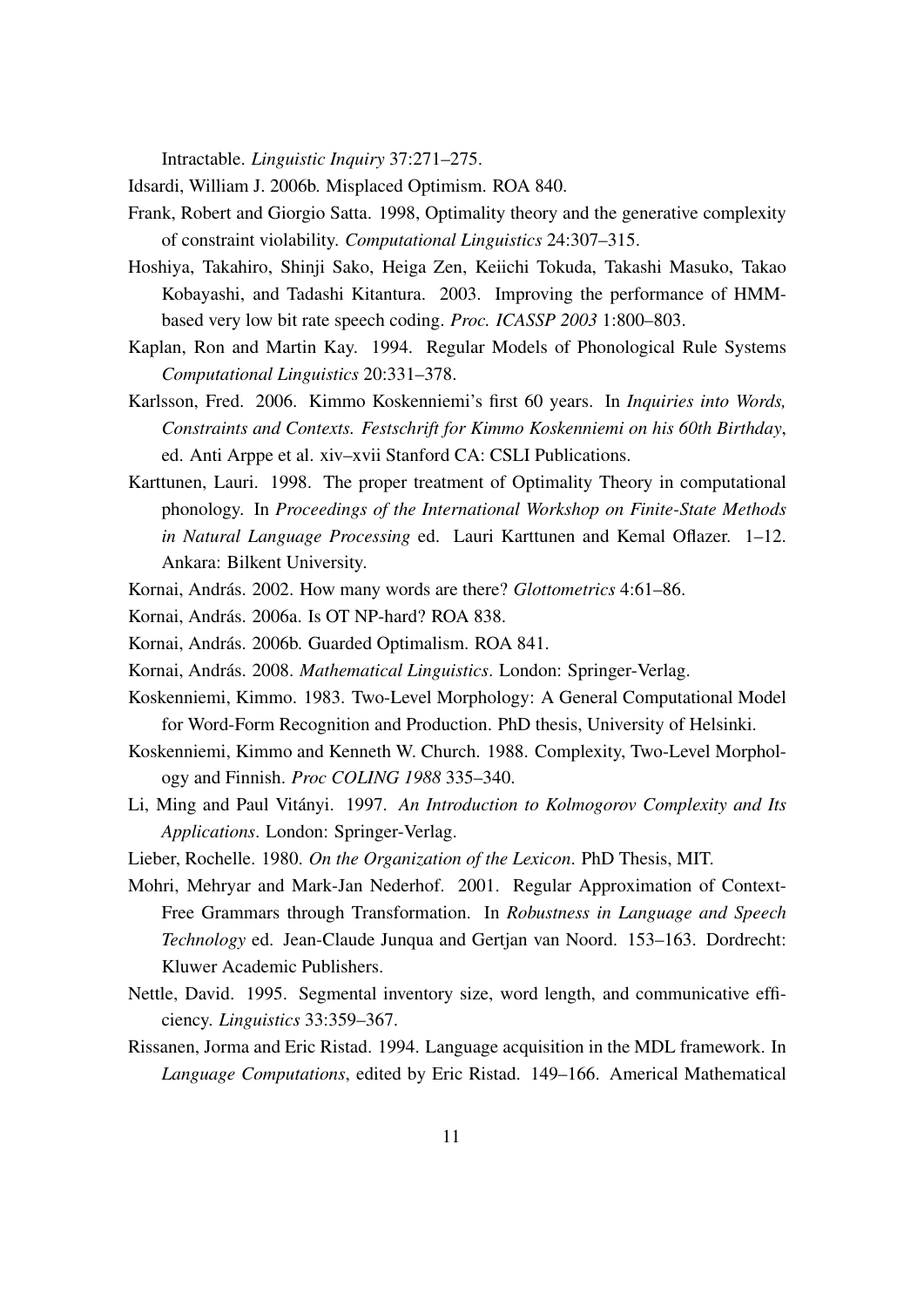Intractable. *Linguistic Inquiry* 37:271–275.

Idsardi, William J. 2006b. Misplaced Optimism. ROA 840.

Frank, Robert and Giorgio Satta. 1998, Optimality theory and the generative complexity of constraint violability. *Computational Linguistics* 24:307–315.

Hoshiya, Takahiro, Shinji Sako, Heiga Zen, Keiichi Tokuda, Takashi Masuko, Takao Kobayashi, and Tadashi Kitantura. 2003. Improving the performance of HMM-based very low bit rate speech coding. *Proc. ICASSP 2003* 1:800–803.

Kaplan, Ron and Martin Kay. 1994. Regular Models of Phonological Rule Systems *Computational Linguistics* 20:331–378.

Karlsson, Fred. 2006. Kimmo Koskenniemi's first 60 years. In *Inquiries into Words, Constraints and Contexts. Festschrift for Kimmo Koskenniemi on his 60th Birthday*, ed. Anti Arppe et al. xiv–xvii Stanford CA: CSLI Publications.

Karttunen, Lauri. 1998. The proper treatment of Optimality Theory in computational phonology. In *Proceedings of the International Workshop on Finite-State Methods in Natural Language Processing* ed. Lauri Karttunen and Kemal Oflazer. 1–12. Ankara: Bilkent University.

Kornai, András. 2002. How many words are there? *Glottometrics* 4:61–86.

Kornai, András. 2006a. Is OT NP-hard? ROA 838.

Kornai, András. 2006b. Guarded Optimalism. ROA 841.

Kornai, András. 2008. *Mathematical Linguistics*. London: Springer-Verlag.

Koskenniemi, Kimmo. 1983. Two-Level Morphology: A General Computational Model for Word-Form Recognition and Production. PhD thesis, University of Helsinki.

Koskenniemi, Kimmo and Kenneth W. Church. 1988. Complexity, Two-Level Morphology and Finnish. *Proc COLING 1988* 335–340.

Li, Ming and Paul Vitányi. 1997. *An Introduction to Kolmogorov Complexity and Its Applications*. London: Springer-Verlag.

Lieber, Rochelle. 1980. *On the Organization of the Lexicon*. PhD Thesis, MIT.

Mohri, Mehryar and Mark-Jan Nederhof. 2001. Regular Approximation of Context-Free Grammars through Transformation. In *Robustness in Language and Speech Technology* ed. Jean-Claude Junqua and Gertjan van Noord. 153–163. Dordrecht: Kluwer Academic Publishers.

Nettle, David. 1995. Segmental inventory size, word length, and communicative efficiency. *Linguistics* 33:359–367.

Rissanen, Jorma and Eric Ristad. 1994. Language acquisition in the MDL framework. In *Language Computations*, edited by Eric Ristad. 149–166. Americal Mathematical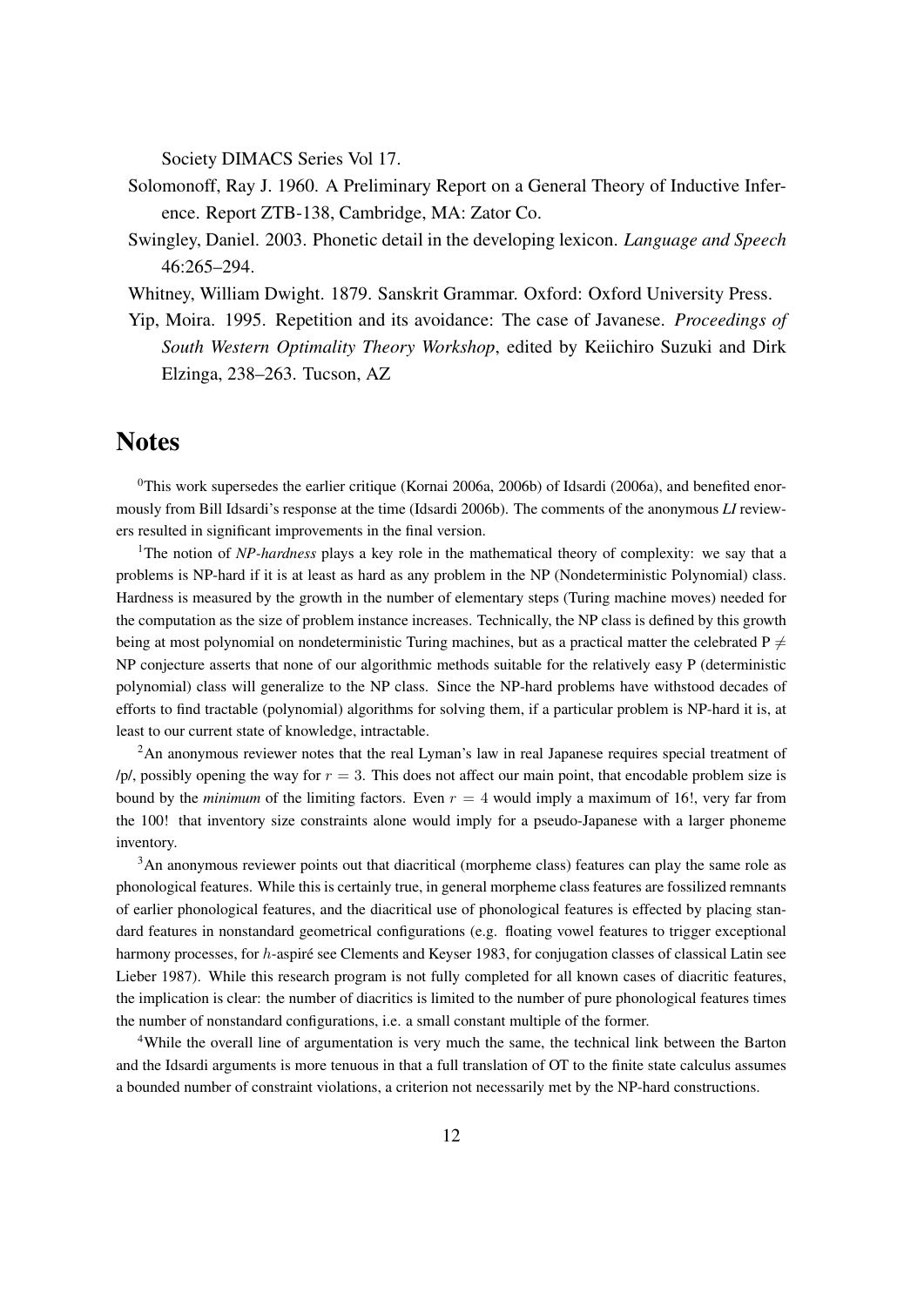Society DIMACS Series Vol 17.

Solomonoff, Ray J. 1960. A Preliminary Report on a General Theory of Inductive Inference. Report ZTB-138, Cambridge, MA: Zator Co.

Swingley, Daniel. 2003. Phonetic detail in the developing lexicon. *Language and Speech* 46:265–294.

Whitney, William Dwight. 1879. Sanskrit Grammar. Oxford: Oxford University Press.

Yip, Moira. 1995. Repetition and its avoidance: The case of Javanese. *Proceedings of South Western Optimality Theory Workshop*, edited by Keiichiro Suzuki and Dirk Elzinga, 238–263. Tucson, AZ

# Notes

[0]This work supersedes the earlier critique (Kornai 2006a, 2006b) of Idsardi (2006a), and benefited enormously from Bill Idsardi's response at the time (Idsardi 2006b). The comments of the anonymous *LI* reviewers resulted in significant improvements in the final version.

[1]The notion of *NP-hardness* plays a key role in the mathematical theory of complexity: we say that a problems is NP-hard if it is at least as hard as any problem in the NP (Nondeterministic Polynomial) class. Hardness is measured by the growth in the number of elementary steps (Turing machine moves) needed for the computation as the size of problem instance increases. Technically, the NP class is defined by this growth being at most polynomial on nondeterministic Turing machines, but as a practical matter the celebrated P $\neq$ NP conjecture asserts that none of our algorithmic methods suitable for the relatively easy P (deterministic polynomial) class will generalize to the NP class. Since the NP-hard problems have withstood decades of efforts to find tractable (polynomial) algorithms for solving them, if a particular problem is NP-hard it is, at least to our current state of knowledge, intractable.

[2]An anonymous reviewer notes that the real Lyman's law in real Japanese requires special treatment of /p/, possibly opening the way for $r = 3$. This does not affect our main point, that encodable problem size is bound by the *minimum* of the limiting factors. Even $r = 4$ would imply a maximum of 16!, very far from the 100! that inventory size constraints alone would imply for a pseudo-Japanese with a larger phoneme inventory.

[3]An anonymous reviewer points out that diacritical (morpheme class) features can play the same role as phonological features. While this is certainly true, in general morpheme class features are fossilized remnants of earlier phonological features, and the diacritical use of phonological features is effected by placing standard features in nonstandard geometrical configurations (e.g. floating vowel features to trigger exceptional harmony processes, for $h$-aspiré see Clements and Keyser 1983, for conjugation classes of classical Latin see Lieber 1987). While this research program is not fully completed for all known cases of diacritic features, the implication is clear: the number of diacritics is limited to the number of pure phonological features times the number of nonstandard configurations, i.e. a small constant multiple of the former.

[4]While the overall line of argumentation is very much the same, the technical link between the Barton and the Idsardi arguments is more tenuous in that a full translation of OT to the finite state calculus assumes a bounded number of constraint violations, a criterion not necessarily met by the NP-hard constructions.